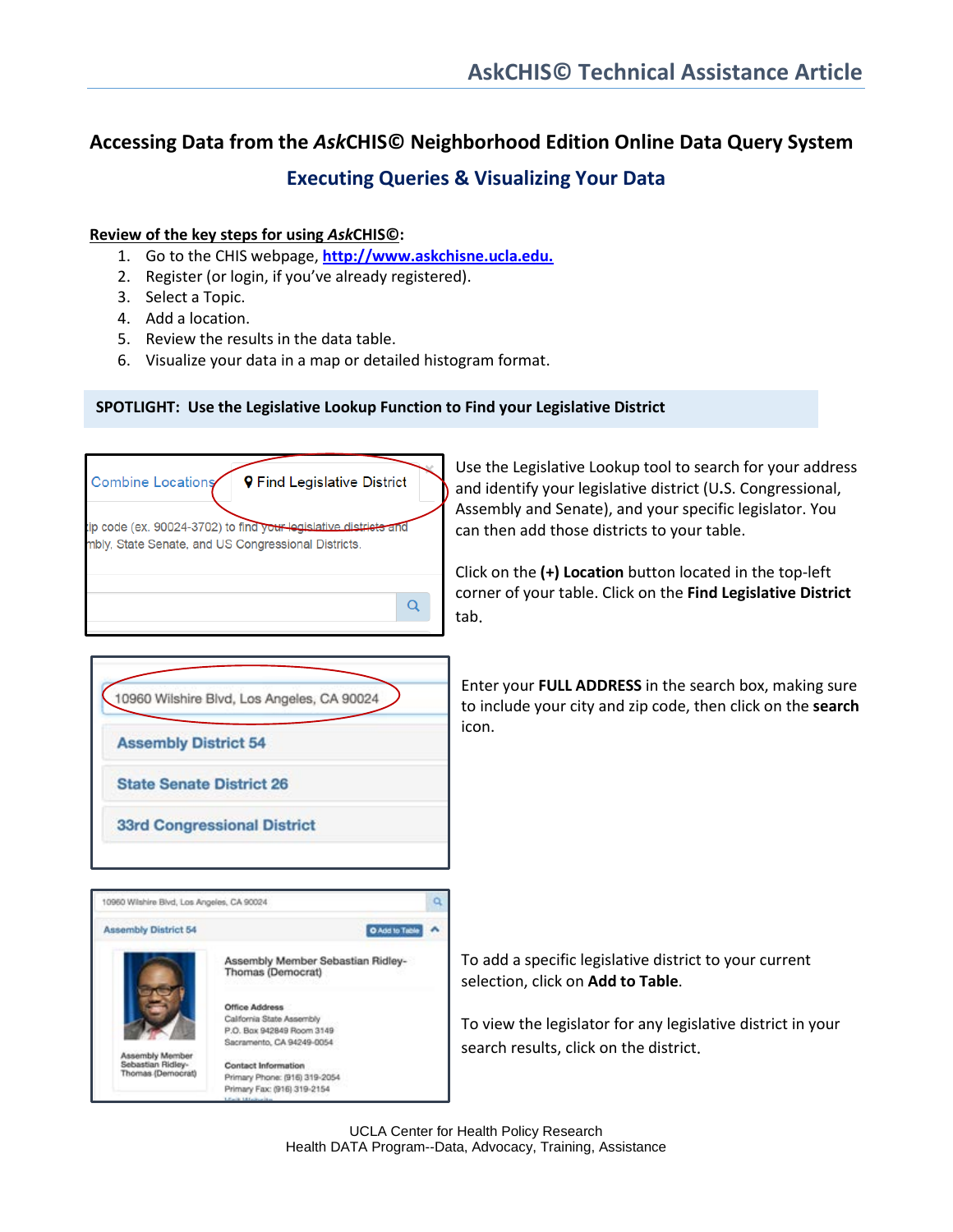# Accessing Data from the *Ask*CHIS© Neighborhood Edition Online Data Query System

## Executing Queries & Visualizing Your Data

**Review of the key steps for using *Ask*CHIS©:**

1. Go to the CHIS webpage, [http://www.askchisne.ucla.edu.](http://www.askchisne.ucla.edu)
2. Register (or login, if you've already registered).
3. Select a Topic.
4. Add a location.
5. Review the results in the data table.
6. Visualize your data in a map or detailed histogram format.

**SPOTLIGHT: Use the Legislative Lookup Function to Find your Legislative District**

Use the Legislative Lookup tool to search for your address and identify your legislative district (U.S. Congressional, Assembly and Senate), and your specific legislator. You can then add those districts to your table.

Click on the **(+) Location** button located in the top-left corner of your table. Click on the **Find Legislative District** tab.

Enter your **FULL ADDRESS** in the search box, making sure to include your city and zip code, then click on the **search** icon.

To add a specific legislative district to your current selection, click on **Add to Table**.

To view the legislator for any legislative district in your search results, click on the district.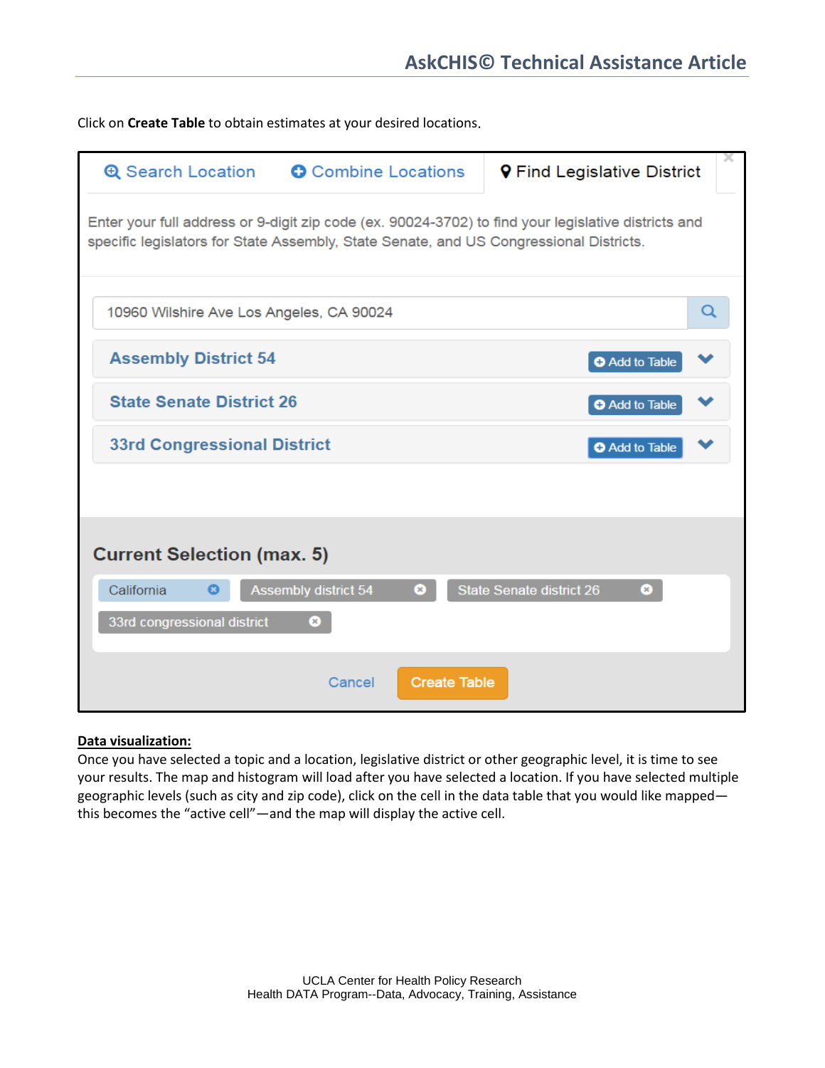Click on **Create Table** to obtain estimates at your desired locations.

Search Location | Combine Locations | Find Legislative District

Enter your full address or 9-digit zip code (ex. 90024-3702) to find your legislative districts and specific legislators for State Assembly, State Senate, and US Congressional Districts.

10960 Wilshire Ave Los Angeles, CA 90024

- **Assembly District 54** — Add to Table
- **State Senate District 26** — Add to Table
- **33rd Congressional District** — Add to Table

**Current Selection (max. 5)**

California | Assembly district 54 | State Senate district 26 | 33rd congressional district

Cancel | Create Table

**Data visualization:**

Once you have selected a topic and a location, legislative district or other geographic level, it is time to see your results. The map and histogram will load after you have selected a location. If you have selected multiple geographic levels (such as city and zip code), click on the cell in the data table that you would like mapped—this becomes the "active cell"—and the map will display the active cell.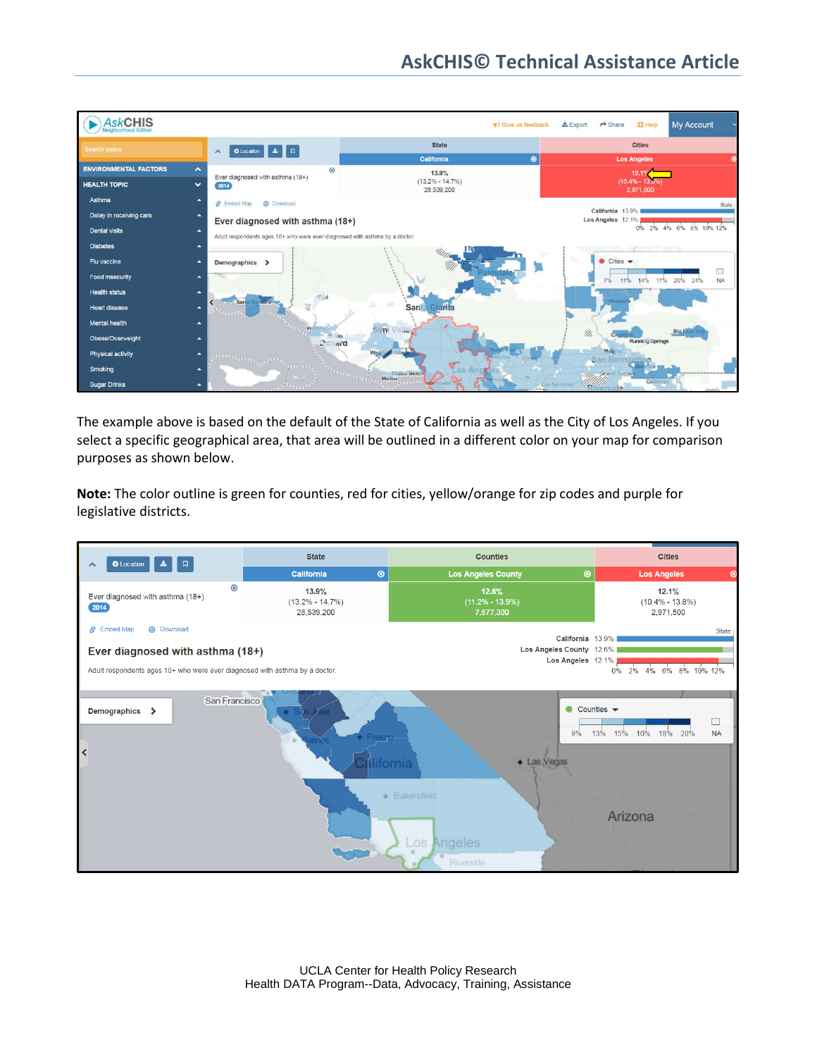The example above is based on the default of the State of California as well as the City of Los Angeles. If you select a specific geographical area, that area will be outlined in a different color on your map for comparison purposes as shown below.

**Note:** The color outline is green for counties, red for cities, yellow/orange for zip codes and purple for legislative districts.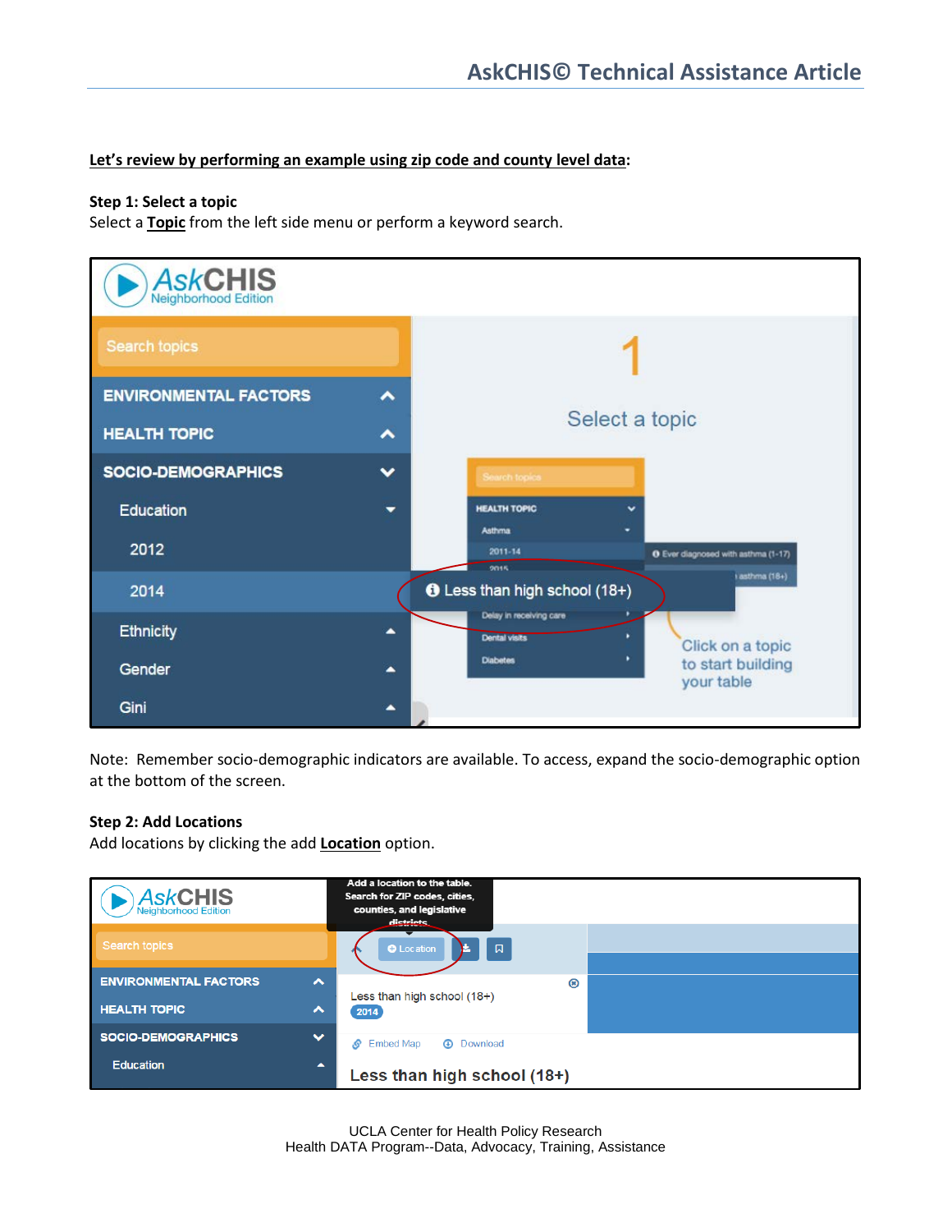**Let's review by performing an example using zip code and county level data:**

**Step 1: Select a topic**
Select a **Topic** from the left side menu or perform a keyword search.

Note: Remember socio-demographic indicators are available. To access, expand the socio-demographic option at the bottom of the screen.

**Step 2: Add Locations**
Add locations by clicking the add **Location** option.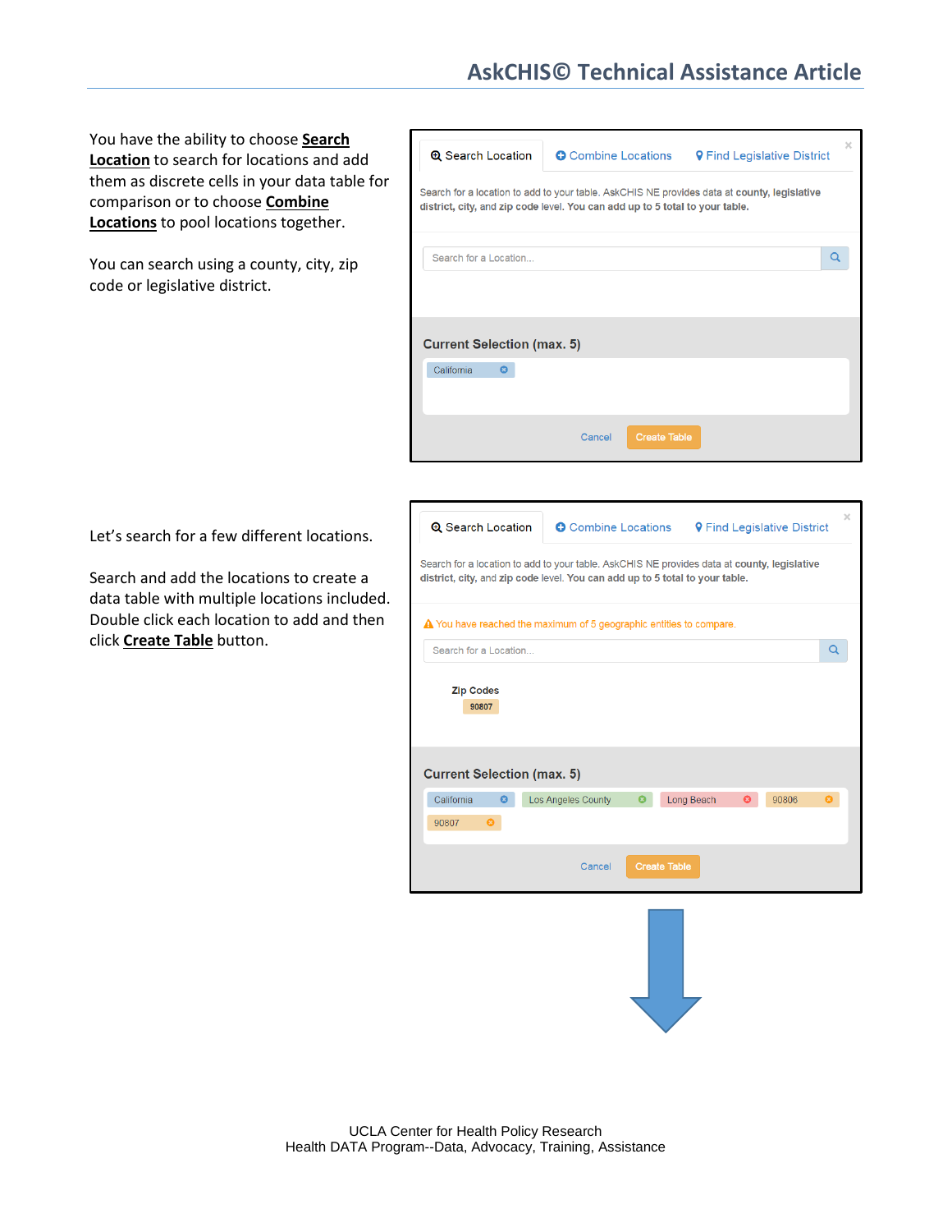You have the ability to choose **Search Location** to search for locations and add them as discrete cells in your data table for comparison or to choose **Combine Locations** to pool locations together.

You can search using a county, city, zip code or legislative district.

Search Location | Combine Locations | Find Legislative District

Search for a location to add to your table. AskCHIS NE provides data at **county, legislative district, city,** and **zip code** level. **You can add up to 5 total to your table.**

Search for a Location...

**Current Selection (max. 5)**

California

Cancel | Create Table

Let's search for a few different locations.

Search and add the locations to create a data table with multiple locations included. Double click each location to add and then click **Create Table** button.

Search Location | Combine Locations | Find Legislative District

Search for a location to add to your table. AskCHIS NE provides data at **county, legislative district, city,** and **zip code** level. **You can add up to 5 total to your table.**

⚠ You have reached the maximum of 5 geographic entities to compare.

Search for a Location...

**Zip Codes**

90807

**Current Selection (max. 5)**

California | Los Angeles County | Long Beach | 90806 | 90807

Cancel | Create Table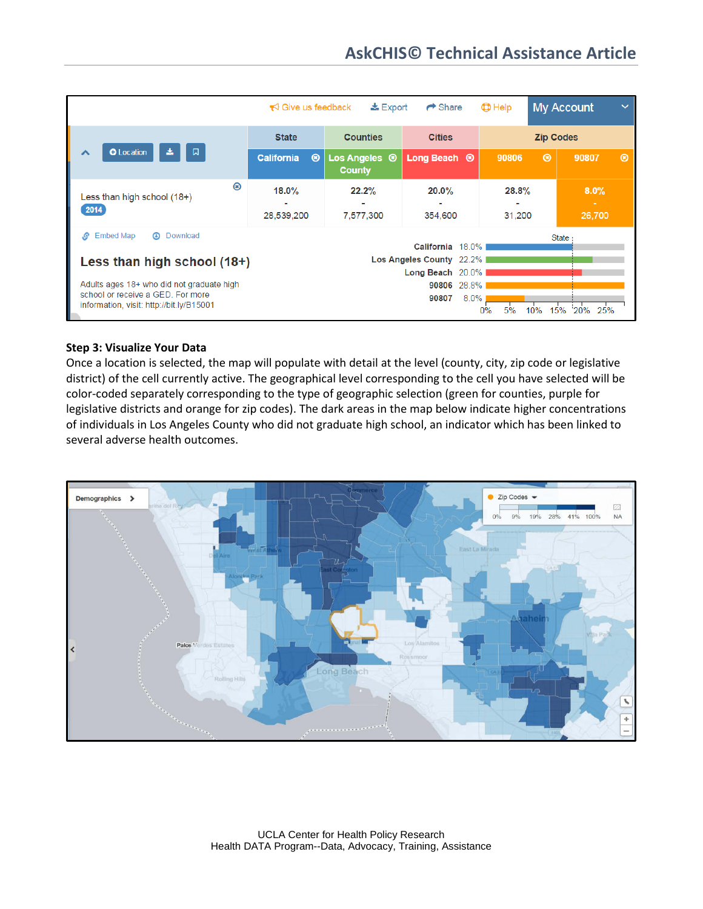| | State | Counties | Cities | Zip Codes | |
|---|---|---|---|---|---|
| | California | Los Angeles County | Long Beach | 90806 | 90807 |
| Less than high school (18+) 2014 | 18.0% - 28,539,200 | 22.2% - 7,577,300 | 20.0% - 354,600 | 28.8% - 31,200 | 8.0% - 26,700 |

**Less than high school (18+)**

Adults ages 18+ who did not graduate high school or receive a GED. For more information, visit: http://bit.ly/B15001

**Step 3: Visualize Your Data**

Once a location is selected, the map will populate with detail at the level (county, city, zip code or legislative district) of the cell currently active. The geographical level corresponding to the cell you have selected will be color-coded separately corresponding to the type of geographic selection (green for counties, purple for legislative districts and orange for zip codes). The dark areas in the map below indicate higher concentrations of individuals in Los Angeles County who did not graduate high school, an indicator which has been linked to several adverse health outcomes.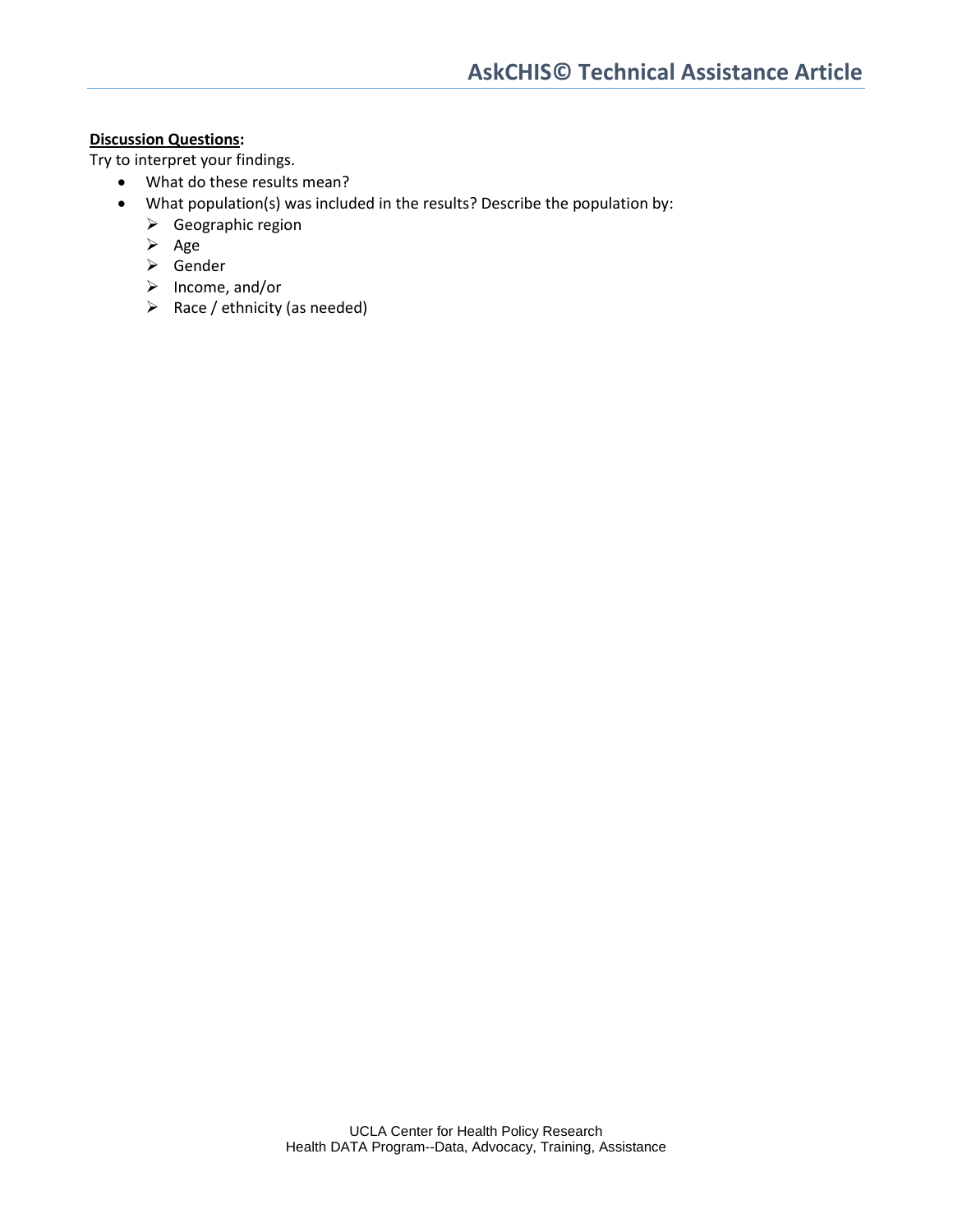**Discussion Questions:**

Try to interpret your findings.

- What do these results mean?
- What population(s) was included in the results? Describe the population by:
  - Geographic region
  - Age
  - Gender
  - Income, and/or
  - Race / ethnicity (as needed)